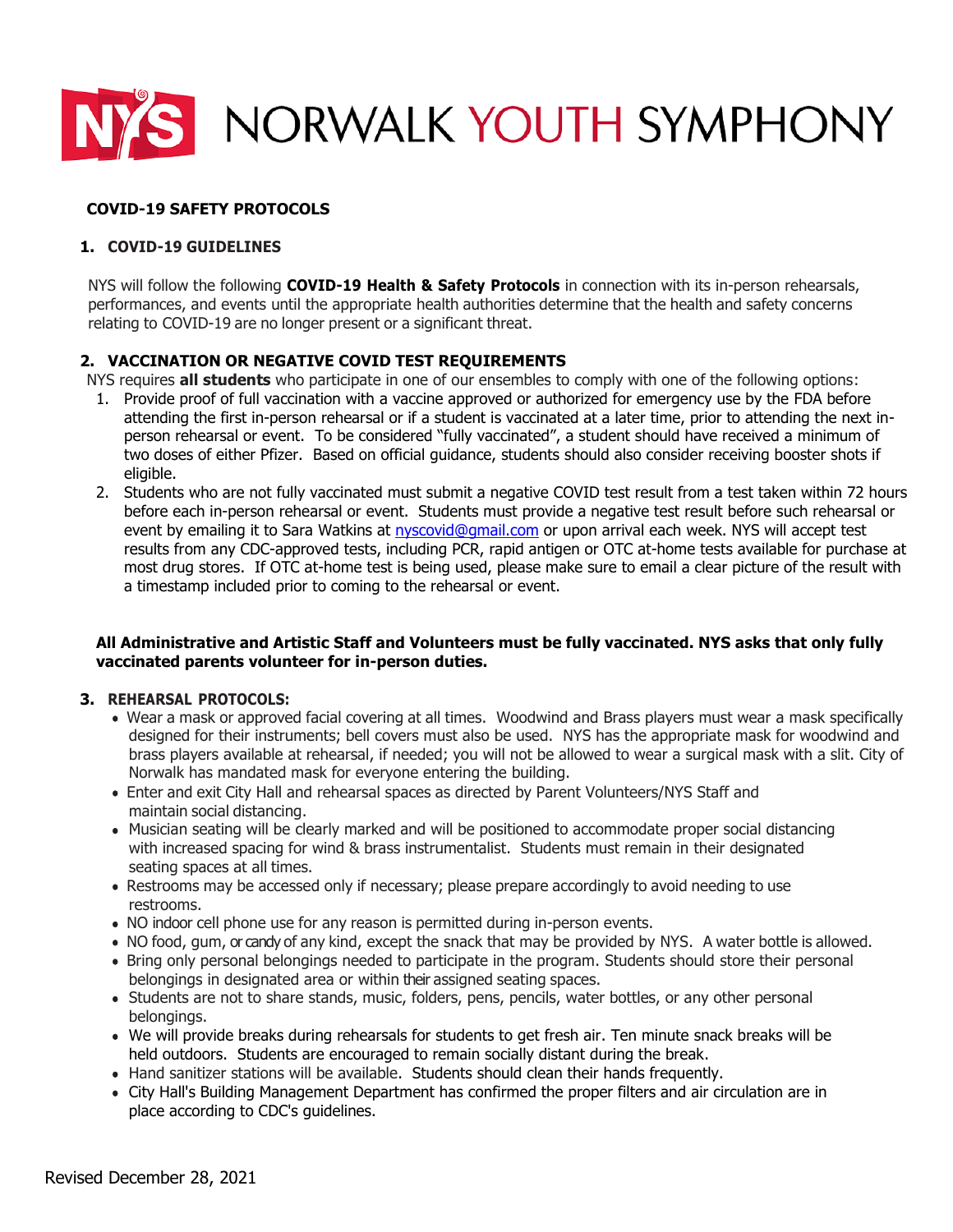# NORWALK YOUTH SYMPHONY

**COVID-19 SAFETY PROTOCOLS**

## 1. COVID-19 GUIDELINES

NYS will follow the following **COVID-19 Health & Safety Protocols** in connection with its in-person rehearsals, performances, and events until the appropriate health authorities determine that the health and safety concerns relating to COVID-19 are no longer present or a significant threat.

## 2. VACCINATION OR NEGATIVE COVID TEST REQUIREMENTS

NYS requires **all students** who participate in one of our ensembles to comply with one of the following options:

1. Provide proof of full vaccination with a vaccine approved or authorized for emergency use by the FDA before attending the first in-person rehearsal or if a student is vaccinated at a later time, prior to attending the next in-person rehearsal or event. To be considered "fully vaccinated", a student should have received a minimum of two doses of either Pfizer. Based on official guidance, students should also consider receiving booster shots if eligible.
2. Students who are not fully vaccinated must submit a negative COVID test result from a test taken within 72 hours before each in-person rehearsal or event. Students must provide a negative test result before such rehearsal or event by emailing it to Sara Watkins at nyscovid@gmail.com or upon arrival each week. NYS will accept test results from any CDC-approved tests, including PCR, rapid antigen or OTC at-home tests available for purchase at most drug stores. If OTC at-home test is being used, please make sure to email a clear picture of the result with a timestamp included prior to coming to the rehearsal or event.

**All Administrative and Artistic Staff and Volunteers must be fully vaccinated. NYS asks that only fully vaccinated parents volunteer for in-person duties.**

## 3. REHEARSAL PROTOCOLS:

- Wear a mask or approved facial covering at all times. Woodwind and Brass players must wear a mask specifically designed for their instruments; bell covers must also be used. NYS has the appropriate mask for woodwind and brass players available at rehearsal, if needed; you will not be allowed to wear a surgical mask with a slit. City of Norwalk has mandated mask for everyone entering the building.
- Enter and exit City Hall and rehearsal spaces as directed by Parent Volunteers/NYS Staff and maintain social distancing.
- Musician seating will be clearly marked and will be positioned to accommodate proper social distancing with increased spacing for wind & brass instrumentalist. Students must remain in their designated seating spaces at all times.
- Restrooms may be accessed only if necessary; please prepare accordingly to avoid needing to use restrooms.
- NO indoor cell phone use for any reason is permitted during in-person events.
- NO food, gum, or candy of any kind, except the snack that may be provided by NYS. A water bottle is allowed.
- Bring only personal belongings needed to participate in the program. Students should store their personal belongings in designated area or within their assigned seating spaces.
- Students are not to share stands, music, folders, pens, pencils, water bottles, or any other personal belongings.
- We will provide breaks during rehearsals for students to get fresh air. Ten minute snack breaks will be held outdoors. Students are encouraged to remain socially distant during the break.
- Hand sanitizer stations will be available. Students should clean their hands frequently.
- City Hall's Building Management Department has confirmed the proper filters and air circulation are in place according to CDC's guidelines.

Revised December 28, 2021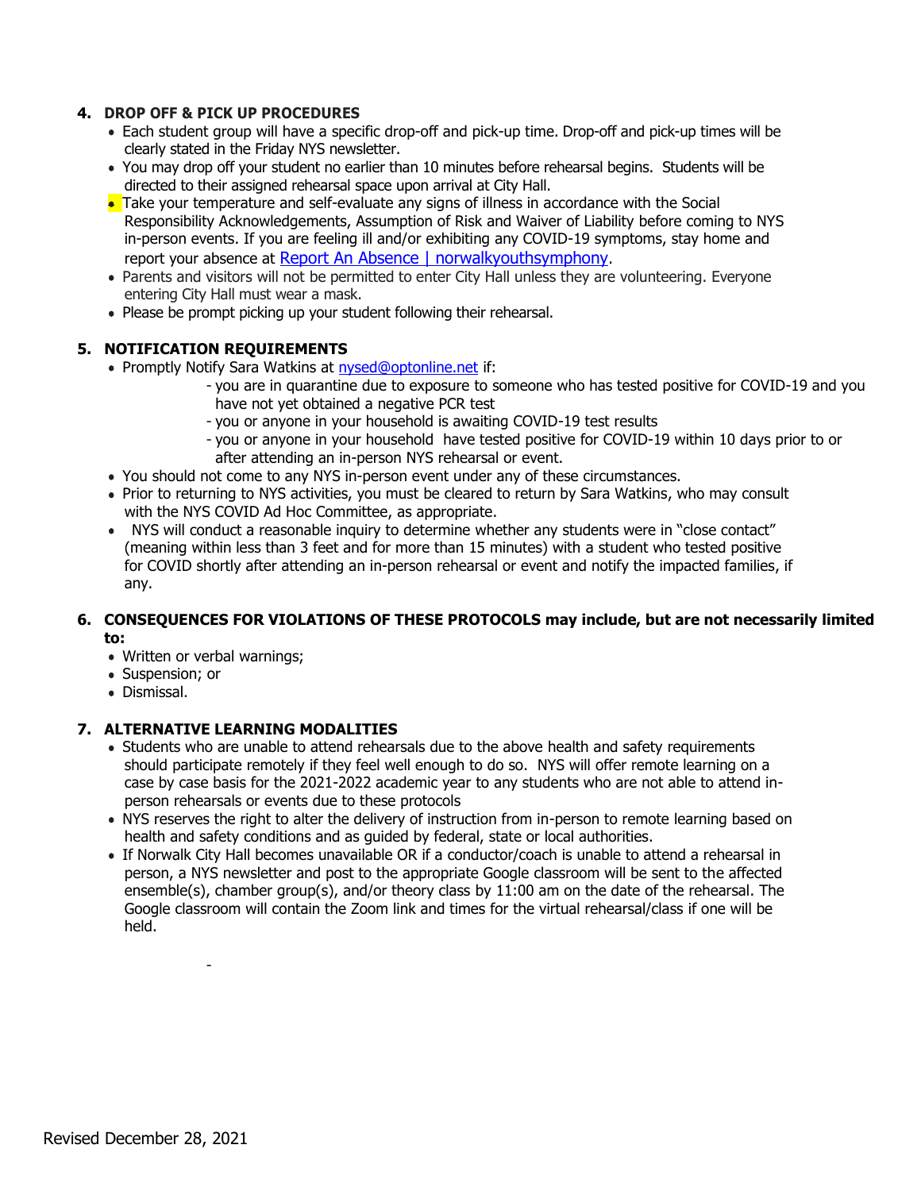4. **DROP OFF & PICK UP PROCEDURES**
   - Each student group will have a specific drop-off and pick-up time. Drop-off and pick-up times will be clearly stated in the Friday NYS newsletter.
   - You may drop off your student no earlier than 10 minutes before rehearsal begins. Students will be directed to their assigned rehearsal space upon arrival at City Hall.
   - Take your temperature and self-evaluate any signs of illness in accordance with the Social Responsibility Acknowledgements, Assumption of Risk and Waiver of Liability before coming to NYS in-person events. If you are feeling ill and/or exhibiting any COVID-19 symptoms, stay home and report your absence at [Report An Absence | norwalkyouthsymphony](Report An Absence | norwalkyouthsymphony).
   - Parents and visitors will not be permitted to enter City Hall unless they are volunteering. Everyone entering City Hall must wear a mask.
   - Please be prompt picking up your student following their rehearsal.

5. **NOTIFICATION REQUIREMENTS**
   - Promptly Notify Sara Watkins at nysed@optonline.net if:
     - you are in quarantine due to exposure to someone who has tested positive for COVID-19 and you have not yet obtained a negative PCR test
     - you or anyone in your household is awaiting COVID-19 test results
     - you or anyone in your household have tested positive for COVID-19 within 10 days prior to or after attending an in-person NYS rehearsal or event.
   - You should not come to any NYS in-person event under any of these circumstances.
   - Prior to returning to NYS activities, you must be cleared to return by Sara Watkins, who may consult with the NYS COVID Ad Hoc Committee, as appropriate.
   - NYS will conduct a reasonable inquiry to determine whether any students were in "close contact" (meaning within less than 3 feet and for more than 15 minutes) with a student who tested positive for COVID shortly after attending an in-person rehearsal or event and notify the impacted families, if any.

6. **CONSEQUENCES FOR VIOLATIONS OF THESE PROTOCOLS may include, but are not necessarily limited to:**
   - Written or verbal warnings;
   - Suspension; or
   - Dismissal.

7. **ALTERNATIVE LEARNING MODALITIES**
   - Students who are unable to attend rehearsals due to the above health and safety requirements should participate remotely if they feel well enough to do so. NYS will offer remote learning on a case by case basis for the 2021-2022 academic year to any students who are not able to attend in-person rehearsals or events due to these protocols
   - NYS reserves the right to alter the delivery of instruction from in-person to remote learning based on health and safety conditions and as guided by federal, state or local authorities.
   - If Norwalk City Hall becomes unavailable OR if a conductor/coach is unable to attend a rehearsal in person, a NYS newsletter and post to the appropriate Google classroom will be sent to the affected ensemble(s), chamber group(s), and/or theory class by 11:00 am on the date of the rehearsal. The Google classroom will contain the Zoom link and times for the virtual rehearsal/class if one will be held.

-

Revised December 28, 2021